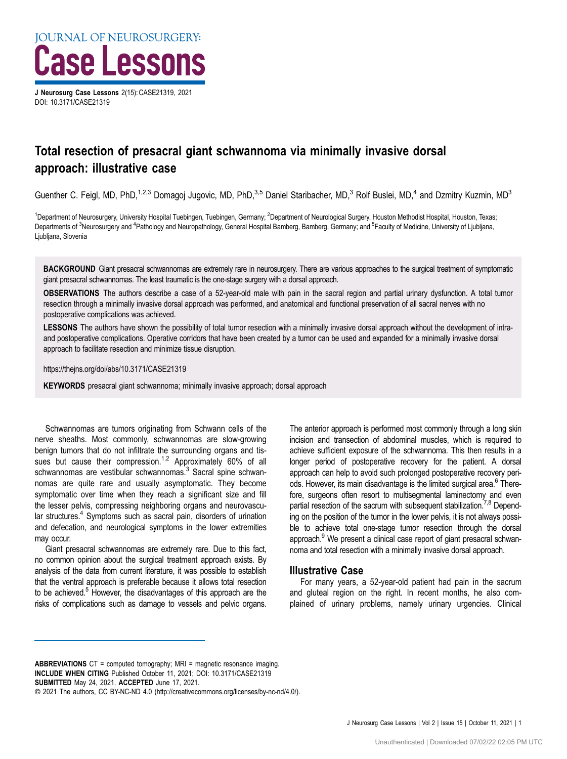# Total resection of presacral giant schwannoma via minimally invasive dorsal approach: illustrative case

Guenther C. Feigl, MD, PhD,[1,2,3] Domagoj Jugovic, MD, PhD,[3,5] Daniel Staribacher, MD,[3] Rolf Buslei, MD,[4] and Dzmitry Kuzmin, MD[3]

[1]Department of Neurosurgery, University Hospital Tuebingen, Tuebingen, Germany; [2]Department of Neurological Surgery, Houston Methodist Hospital, Houston, Texas; Departments of [3]Neurosurgery and [4]Pathology and Neuropathology, General Hospital Bamberg, Bamberg, Germany; and [5]Faculty of Medicine, University of Ljubljana, Ljubljana, Slovenia

**BACKGROUND** Giant presacral schwannomas are extremely rare in neurosurgery. There are various approaches to the surgical treatment of symptomatic giant presacral schwannomas. The least traumatic is the one-stage surgery with a dorsal approach.

**OBSERVATIONS** The authors describe a case of a 52-year-old male with pain in the sacral region and partial urinary dysfunction. A total tumor resection through a minimally invasive dorsal approach was performed, and anatomical and functional preservation of all sacral nerves with no postoperative complications was achieved.

**LESSONS** The authors have shown the possibility of total tumor resection with a minimally invasive dorsal approach without the development of intra- and postoperative complications. Operative corridors that have been created by a tumor can be used and expanded for a minimally invasive dorsal approach to facilitate resection and minimize tissue disruption.

https://thejns.org/doi/abs/10.3171/CASE21319

**KEYWORDS** presacral giant schwannoma; minimally invasive approach; dorsal approach

Schwannomas are tumors originating from Schwann cells of the nerve sheaths. Most commonly, schwannomas are slow-growing benign tumors that do not infiltrate the surrounding organs and tissues but cause their compression.[1,2] Approximately 60% of all schwannomas are vestibular schwannomas.[3] Sacral spine schwannomas are quite rare and usually asymptomatic. They become symptomatic over time when they reach a significant size and fill the lesser pelvis, compressing neighboring organs and neurovascular structures.[4] Symptoms such as sacral pain, disorders of urination and defecation, and neurological symptoms in the lower extremities may occur.

Giant presacral schwannomas are extremely rare. Due to this fact, no common opinion about the surgical treatment approach exists. By analysis of the data from current literature, it was possible to establish that the ventral approach is preferable because it allows total resection to be achieved.[5] However, the disadvantages of this approach are the risks of complications such as damage to vessels and pelvic organs. The anterior approach is performed most commonly through a long skin incision and transection of abdominal muscles, which is required to achieve sufficient exposure of the schwannoma. This then results in a longer period of postoperative recovery for the patient. A dorsal approach can help to avoid such prolonged postoperative recovery periods. However, its main disadvantage is the limited surgical area.[6] Therefore, surgeons often resort to multisegmental laminectomy and even partial resection of the sacrum with subsequent stabilization.[7,8] Depending on the position of the tumor in the lower pelvis, it is not always possible to achieve total one-stage tumor resection through the dorsal approach.[9] We present a clinical case report of giant presacral schwannoma and total resection with a minimally invasive dorsal approach.

## Illustrative Case

For many years, a 52-year-old patient had pain in the sacrum and gluteal region on the right. In recent months, he also complained of urinary problems, namely urinary urgencies. Clinical

**ABBREVIATIONS** CT = computed tomography; MRI = magnetic resonance imaging.
**INCLUDE WHEN CITING** Published October 11, 2021; DOI: 10.3171/CASE21319
**SUBMITTED** May 24, 2021. **ACCEPTED** June 17, 2021.
© 2021 The authors, CC BY-NC-ND 4.0 (http://creativecommons.org/licenses/by-nc-nd/4.0/).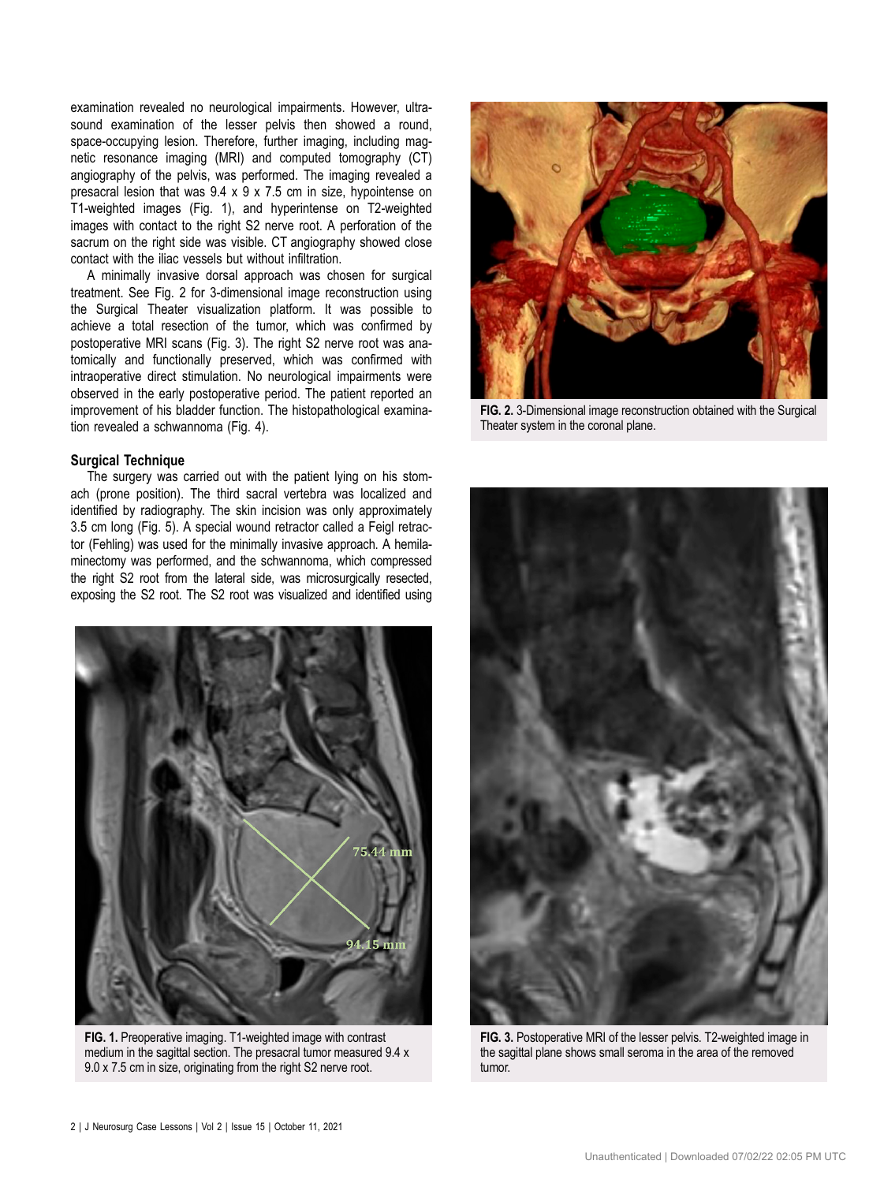examination revealed no neurological impairments. However, ultrasound examination of the lesser pelvis then showed a round, space-occupying lesion. Therefore, further imaging, including magnetic resonance imaging (MRI) and computed tomography (CT) angiography of the pelvis, was performed. The imaging revealed a presacral lesion that was 9.4 x 9 x 7.5 cm in size, hypointense on T1-weighted images (Fig. 1), and hyperintense on T2-weighted images with contact to the right S2 nerve root. A perforation of the sacrum on the right side was visible. CT angiography showed close contact with the iliac vessels but without infiltration.

A minimally invasive dorsal approach was chosen for surgical treatment. See Fig. 2 for 3-dimensional image reconstruction using the Surgical Theater visualization platform. It was possible to achieve a total resection of the tumor, which was confirmed by postoperative MRI scans (Fig. 3). The right S2 nerve root was anatomically and functionally preserved, which was confirmed with intraoperative direct stimulation. No neurological impairments were observed in the early postoperative period. The patient reported an improvement of his bladder function. The histopathological examination revealed a schwannoma (Fig. 4).

### Surgical Technique

The surgery was carried out with the patient lying on his stomach (prone position). The third sacral vertebra was localized and identified by radiography. The skin incision was only approximately 3.5 cm long (Fig. 5). A special wound retractor called a Feigl retractor (Fehling) was used for the minimally invasive approach. A hemilaminectomy was performed, and the schwannoma, which compressed the right S2 root from the lateral side, was microsurgically resected, exposing the S2 root. The S2 root was visualized and identified using

**FIG. 1.** Preoperative imaging. T1-weighted image with contrast medium in the sagittal section. The presacral tumor measured 9.4 x 9.0 x 7.5 cm in size, originating from the right S2 nerve root.

**FIG. 2.** 3-Dimensional image reconstruction obtained with the Surgical Theater system in the coronal plane.

**FIG. 3.** Postoperative MRI of the lesser pelvis. T2-weighted image in the sagittal plane shows small seroma in the area of the removed tumor.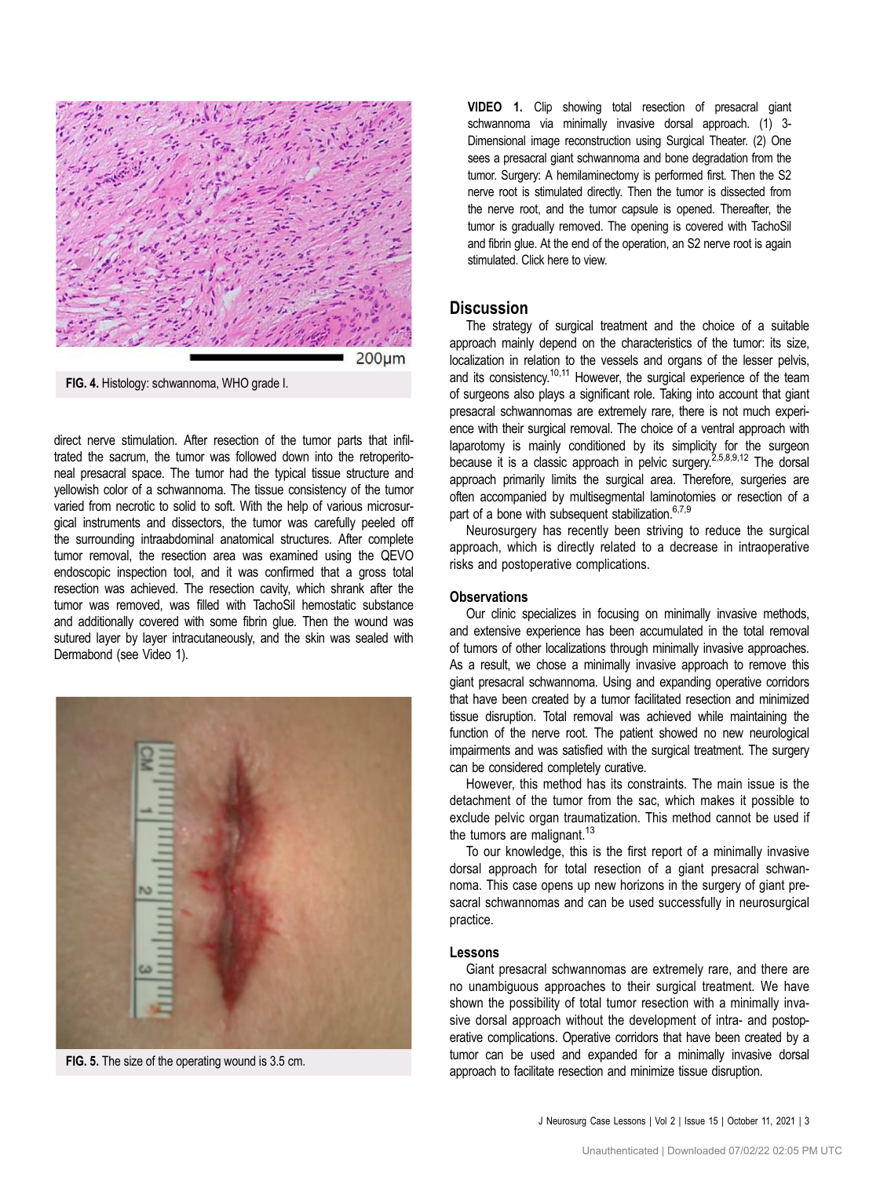FIG. 4. Histology: schwannoma, WHO grade I.

direct nerve stimulation. After resection of the tumor parts that infiltrated the sacrum, the tumor was followed down into the retroperitoneal presacral space. The tumor had the typical tissue structure and yellowish color of a schwannoma. The tissue consistency of the tumor varied from necrotic to solid to soft. With the help of various microsurgical instruments and dissectors, the tumor was carefully peeled off the surrounding intraabdominal anatomical structures. After complete tumor removal, the resection area was examined using the QEVO endoscopic inspection tool, and it was confirmed that a gross total resection was achieved. The resection cavity, which shrank after the tumor was removed, was filled with TachoSil hemostatic substance and additionally covered with some fibrin glue. Then the wound was sutured layer by layer intracutaneously, and the skin was sealed with Dermabond (see Video 1).

FIG. 5. The size of the operating wound is 3.5 cm.

**VIDEO 1.** Clip showing total resection of presacral giant schwannoma via minimally invasive dorsal approach. (1) 3-Dimensional image reconstruction using Surgical Theater. (2) One sees a presacral giant schwannoma and bone degradation from the tumor. Surgery: A hemilaminectomy is performed first. Then the S2 nerve root is stimulated directly. Then the tumor is dissected from the nerve root, and the tumor capsule is opened. Thereafter, the tumor is gradually removed. The opening is covered with TachoSil and fibrin glue. At the end of the operation, an S2 nerve root is again stimulated. Click here to view.

## Discussion

The strategy of surgical treatment and the choice of a suitable approach mainly depend on the characteristics of the tumor: its size, localization in relation to the vessels and organs of the lesser pelvis, and its consistency.[10,11] However, the surgical experience of the team of surgeons also plays a significant role. Taking into account that giant presacral schwannomas are extremely rare, there is not much experience with their surgical removal. The choice of a ventral approach with laparotomy is mainly conditioned by its simplicity for the surgeon because it is a classic approach in pelvic surgery.[2,5,8,9,12] The dorsal approach primarily limits the surgical area. Therefore, surgeries are often accompanied by multisegmental laminotomies or resection of a part of a bone with subsequent stabilization.[6,7,9]

Neurosurgery has recently been striving to reduce the surgical approach, which is directly related to a decrease in intraoperative risks and postoperative complications.

### Observations

Our clinic specializes in focusing on minimally invasive methods, and extensive experience has been accumulated in the total removal of tumors of other localizations through minimally invasive approaches. As a result, we chose a minimally invasive approach to remove this giant presacral schwannoma. Using and expanding operative corridors that have been created by a tumor facilitated resection and minimized tissue disruption. Total removal was achieved while maintaining the function of the nerve root. The patient showed no new neurological impairments and was satisfied with the surgical treatment. The surgery can be considered completely curative.

However, this method has its constraints. The main issue is the detachment of the tumor from the sac, which makes it possible to exclude pelvic organ traumatization. This method cannot be used if the tumors are malignant.[13]

To our knowledge, this is the first report of a minimally invasive dorsal approach for total resection of a giant presacral schwannoma. This case opens up new horizons in the surgery of giant presacral schwannomas and can be used successfully in neurosurgical practice.

### Lessons

Giant presacral schwannomas are extremely rare, and there are no unambiguous approaches to their surgical treatment. We have shown the possibility of total tumor resection with a minimally invasive dorsal approach without the development of intra- and postoperative complications. Operative corridors that have been created by a tumor can be used and expanded for a minimally invasive dorsal approach to facilitate resection and minimize tissue disruption.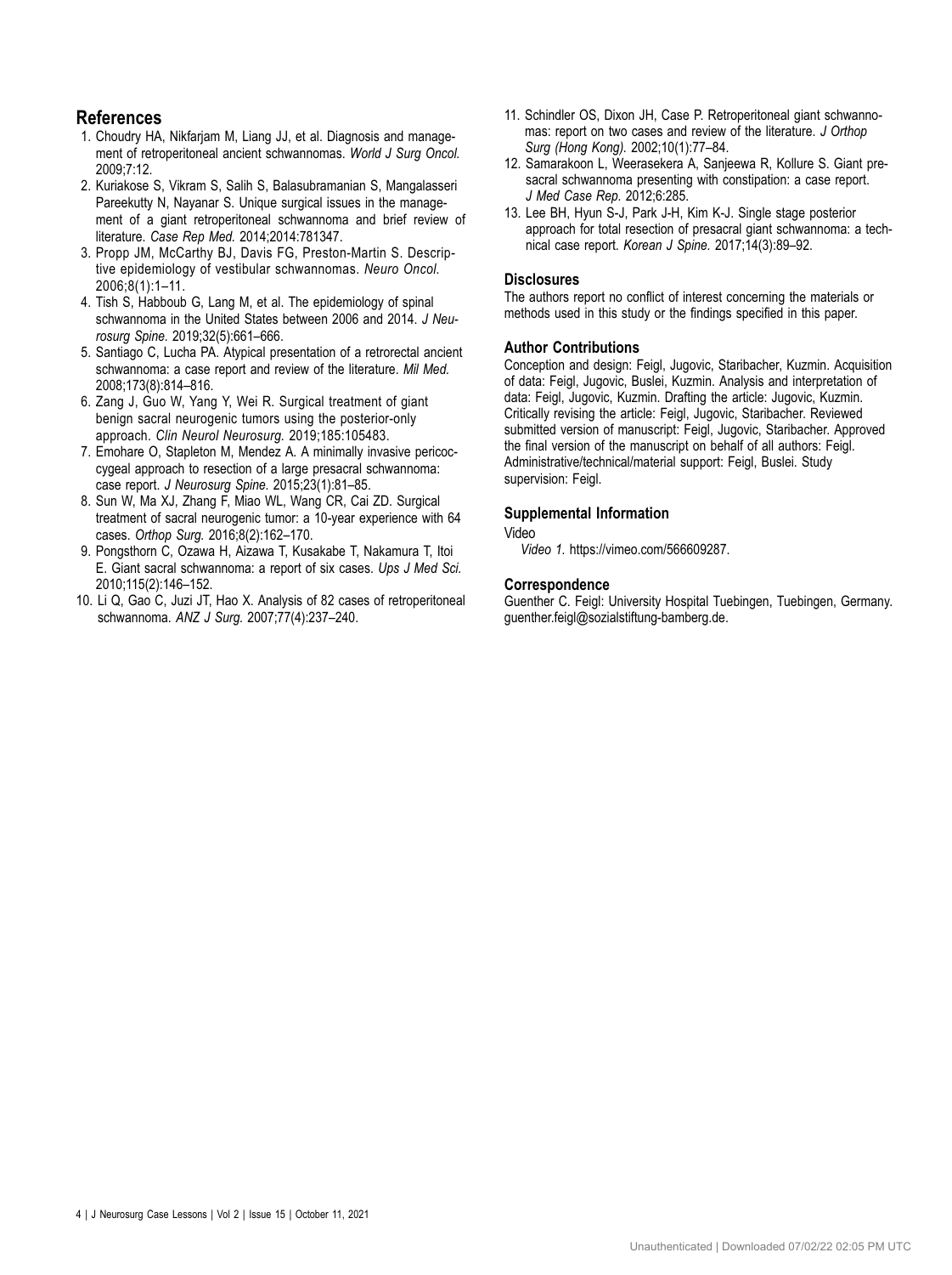## References

1. Choudry HA, Nikfarjam M, Liang JJ, et al. Diagnosis and management of retroperitoneal ancient schwannomas. *World J Surg Oncol.* 2009;7:12.
2. Kuriakose S, Vikram S, Salih S, Balasubramanian S, Mangalasseri Pareekutty N, Nayanar S. Unique surgical issues in the management of a giant retroperitoneal schwannoma and brief review of literature. *Case Rep Med.* 2014;2014:781347.
3. Propp JM, McCarthy BJ, Davis FG, Preston-Martin S. Descriptive epidemiology of vestibular schwannomas. *Neuro Oncol.* 2006;8(1):1–11.
4. Tish S, Habboub G, Lang M, et al. The epidemiology of spinal schwannoma in the United States between 2006 and 2014. *J Neurosurg Spine.* 2019;32(5):661–666.
5. Santiago C, Lucha PA. Atypical presentation of a retrorectal ancient schwannoma: a case report and review of the literature. *Mil Med.* 2008;173(8):814–816.
6. Zang J, Guo W, Yang Y, Wei R. Surgical treatment of giant benign sacral neurogenic tumors using the posterior-only approach. *Clin Neurol Neurosurg.* 2019;185:105483.
7. Emohare O, Stapleton M, Mendez A. A minimally invasive pericoccygeal approach to resection of a large presacral schwannoma: case report. *J Neurosurg Spine.* 2015;23(1):81–85.
8. Sun W, Ma XJ, Zhang F, Miao WL, Wang CR, Cai ZD. Surgical treatment of sacral neurogenic tumor: a 10-year experience with 64 cases. *Orthop Surg.* 2016;8(2):162–170.
9. Pongsthorn C, Ozawa H, Aizawa T, Kusakabe T, Nakamura T, Itoi E. Giant sacral schwannoma: a report of six cases. *Ups J Med Sci.* 2010;115(2):146–152.
10. Li Q, Gao C, Juzi JT, Hao X. Analysis of 82 cases of retroperitoneal schwannoma. *ANZ J Surg.* 2007;77(4):237–240.
11. Schindler OS, Dixon JH, Case P. Retroperitoneal giant schwannomas: report on two cases and review of the literature. *J Orthop Surg (Hong Kong).* 2002;10(1):77–84.
12. Samarakoon L, Weerasekera A, Sanjeewa R, Kollure S. Giant presacral schwannoma presenting with constipation: a case report. *J Med Case Rep.* 2012;6:285.
13. Lee BH, Hyun S-J, Park J-H, Kim K-J. Single stage posterior approach for total resection of presacral giant schwannoma: a technical case report. *Korean J Spine.* 2017;14(3):89–92.

### Disclosures

The authors report no conflict of interest concerning the materials or methods used in this study or the findings specified in this paper.

### Author Contributions

Conception and design: Feigl, Jugovic, Staribacher, Kuzmin. Acquisition of data: Feigl, Jugovic, Buslei, Kuzmin. Analysis and interpretation of data: Feigl, Jugovic, Kuzmin. Drafting the article: Jugovic, Kuzmin. Critically revising the article: Feigl, Jugovic, Staribacher. Reviewed submitted version of manuscript: Feigl, Jugovic, Staribacher. Approved the final version of the manuscript on behalf of all authors: Feigl. Administrative/technical/material support: Feigl, Buslei. Study supervision: Feigl.

### Supplemental Information

Video

*Video 1.* https://vimeo.com/566609287.

### Correspondence

Guenther C. Feigl: University Hospital Tuebingen, Tuebingen, Germany. guenther.feigl@sozialstiftung-bamberg.de.